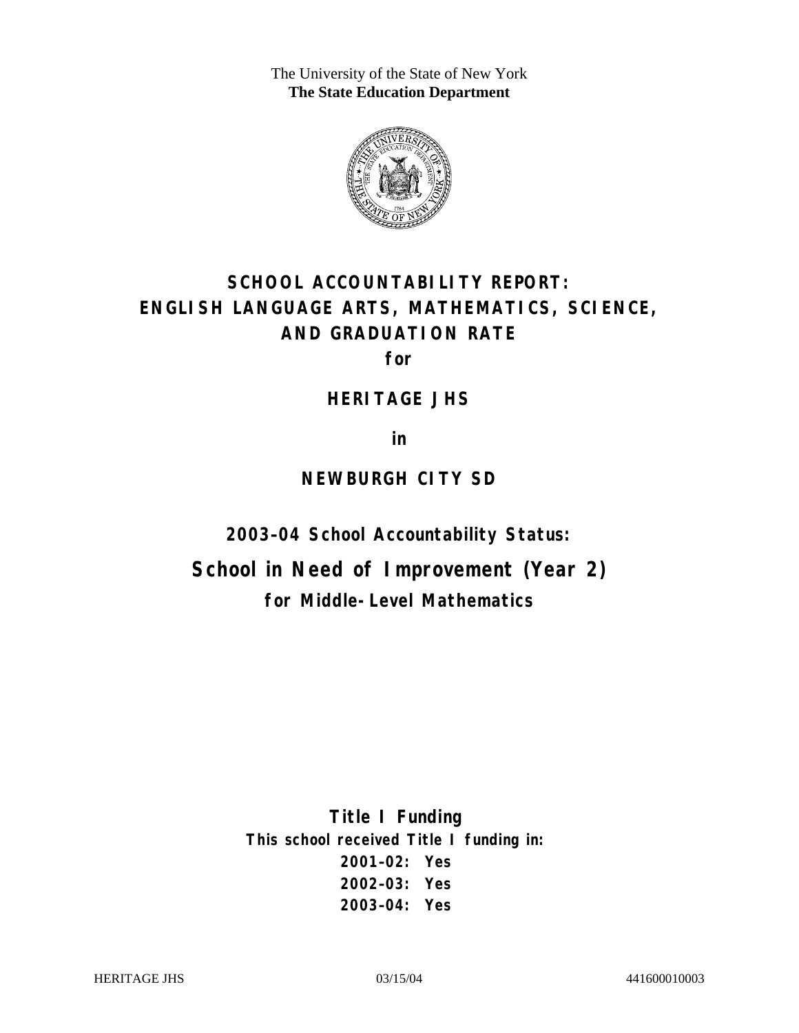The University of the State of New York
**The State Education Department**

# SCHOOL ACCOUNTABILITY REPORT: ENGLISH LANGUAGE ARTS, MATHEMATICS, SCIENCE, AND GRADUATION RATE

**for**

## HERITAGE JHS

**in**

## NEWBURGH CITY SD

### 2003–04 School Accountability Status:

## School in Need of Improvement (Year 2)

### for Middle-Level Mathematics

**Title I Funding**

**This school received Title I funding in:**

**2001–02: Yes**
**2002–03: Yes**
**2003–04: Yes**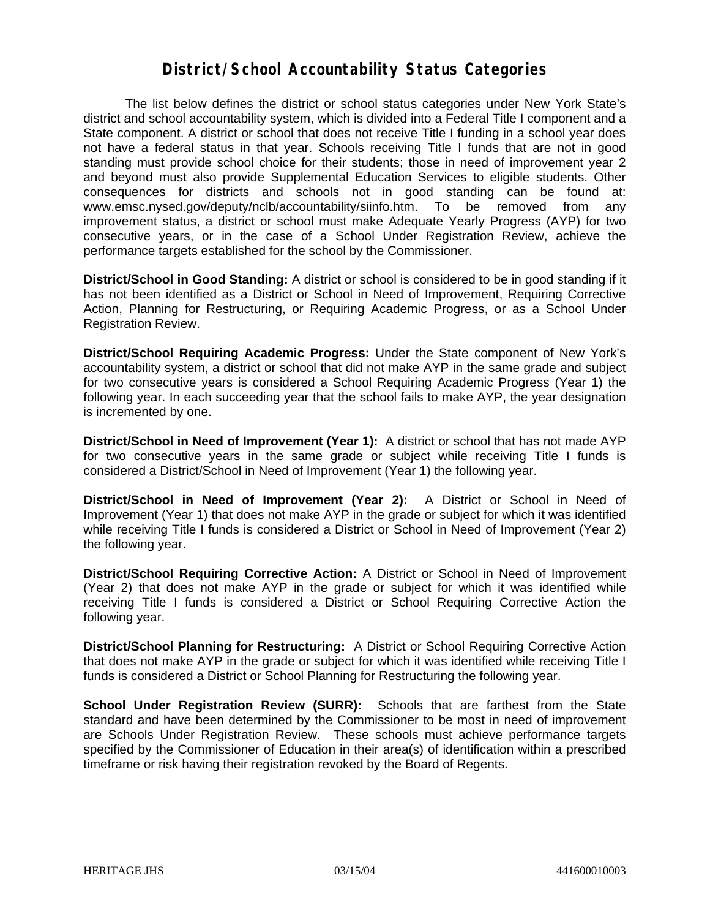# District/School Accountability Status Categories

The list below defines the district or school status categories under New York State's district and school accountability system, which is divided into a Federal Title I component and a State component. A district or school that does not receive Title I funding in a school year does not have a federal status in that year. Schools receiving Title I funds that are not in good standing must provide school choice for their students; those in need of improvement year 2 and beyond must also provide Supplemental Education Services to eligible students. Other consequences for districts and schools not in good standing can be found at: www.emsc.nysed.gov/deputy/nclb/accountability/siinfo.htm. To be removed from any improvement status, a district or school must make Adequate Yearly Progress (AYP) for two consecutive years, or in the case of a School Under Registration Review, achieve the performance targets established for the school by the Commissioner.

**District/School in Good Standing:** A district or school is considered to be in good standing if it has not been identified as a District or School in Need of Improvement, Requiring Corrective Action, Planning for Restructuring, or Requiring Academic Progress, or as a School Under Registration Review.

**District/School Requiring Academic Progress:** Under the State component of New York's accountability system, a district or school that did not make AYP in the same grade and subject for two consecutive years is considered a School Requiring Academic Progress (Year 1) the following year. In each succeeding year that the school fails to make AYP, the year designation is incremented by one.

**District/School in Need of Improvement (Year 1):** A district or school that has not made AYP for two consecutive years in the same grade or subject while receiving Title I funds is considered a District/School in Need of Improvement (Year 1) the following year.

**District/School in Need of Improvement (Year 2):** A District or School in Need of Improvement (Year 1) that does not make AYP in the grade or subject for which it was identified while receiving Title I funds is considered a District or School in Need of Improvement (Year 2) the following year.

**District/School Requiring Corrective Action:** A District or School in Need of Improvement (Year 2) that does not make AYP in the grade or subject for which it was identified while receiving Title I funds is considered a District or School Requiring Corrective Action the following year.

**District/School Planning for Restructuring:** A District or School Requiring Corrective Action that does not make AYP in the grade or subject for which it was identified while receiving Title I funds is considered a District or School Planning for Restructuring the following year.

**School Under Registration Review (SURR):** Schools that are farthest from the State standard and have been determined by the Commissioner to be most in need of improvement are Schools Under Registration Review. These schools must achieve performance targets specified by the Commissioner of Education in their area(s) of identification within a prescribed timeframe or risk having their registration revoked by the Board of Regents.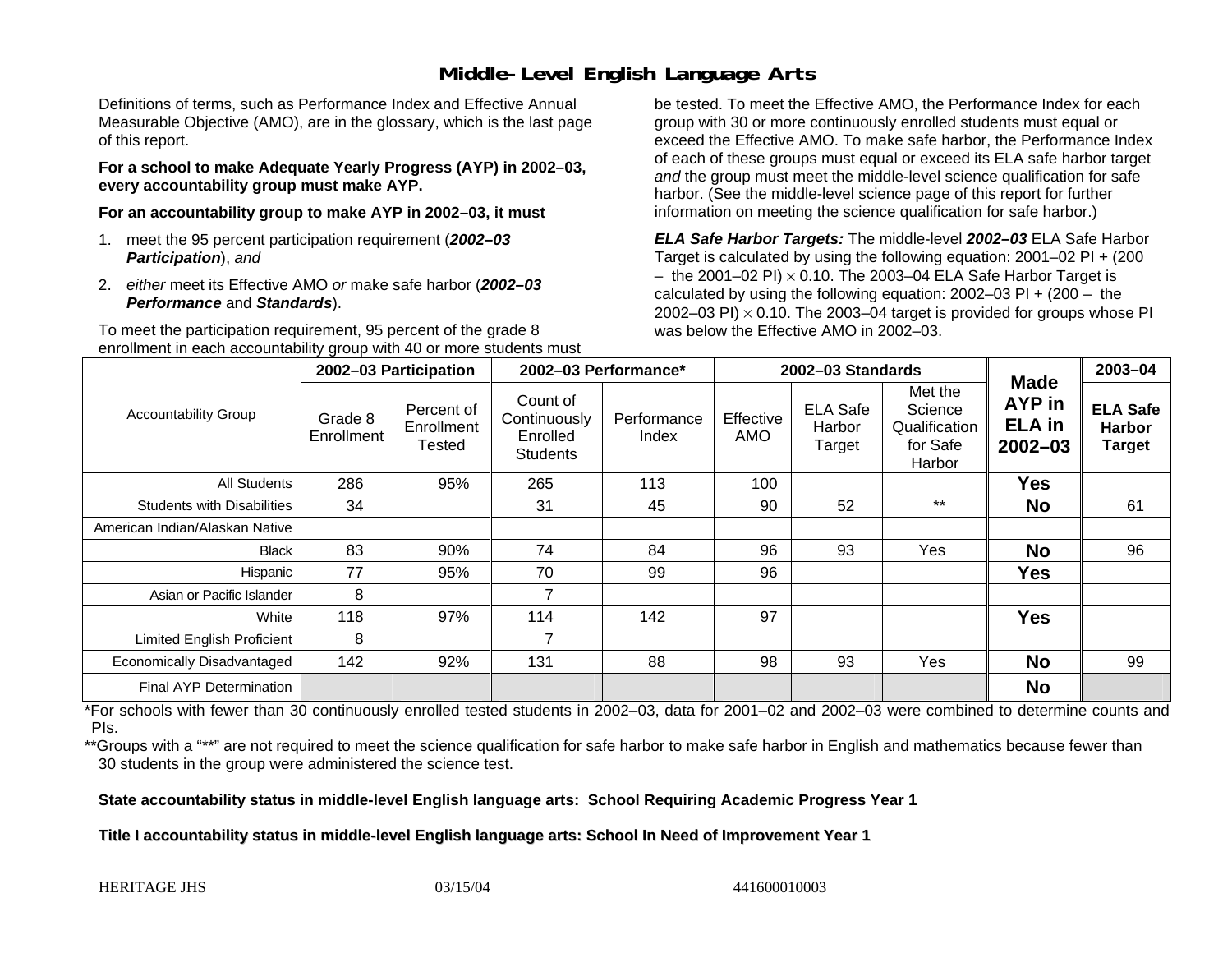# Middle-Level English Language Arts

Definitions of terms, such as Performance Index and Effective Annual Measurable Objective (AMO), are in the glossary, which is the last page of this report.

**For a school to make Adequate Yearly Progress (AYP) in 2002–03, every accountability group must make AYP.**

**For an accountability group to make AYP in 2002–03, it must**

1. meet the 95 percent participation requirement (***2002–03 Participation***), *and*
2. *either* meet its Effective AMO *or* make safe harbor (***2002–03 Performance*** and ***Standards***).

To meet the participation requirement, 95 percent of the grade 8 enrollment in each accountability group with 40 or more students must be tested. To meet the Effective AMO, the Performance Index for each group with 30 or more continuously enrolled students must equal or exceed the Effective AMO. To make safe harbor, the Performance Index of each of these groups must equal or exceed its ELA safe harbor target *and* the group must meet the middle-level science qualification for safe harbor. (See the middle-level science page of this report for further information on meeting the science qualification for safe harbor.)

***ELA Safe Harbor Targets:*** The middle-level ***2002–03*** ELA Safe Harbor Target is calculated by using the following equation: 2001–02 PI + (200 – the 2001–02 PI) $\times$ 0.10. The 2003–04 ELA Safe Harbor Target is calculated by using the following equation: 2002–03 PI + (200 – the 2002–03 PI) $\times$ 0.10. The 2003–04 target is provided for groups whose PI was below the Effective AMO in 2002–03.

| Accountability Group | 2002–03 Participation | | 2002–03 Performance* | | 2002–03 Standards | | | Made AYP in ELA in 2002–03 | 2003–04 |
|---|---|---|---|---|---|---|---|---|---|
| | Grade 8 Enrollment | Percent of Enrollment Tested | Count of Continuously Enrolled Students | Performance Index | Effective AMO | ELA Safe Harbor Target | Met the Science Qualification for Safe Harbor | | ELA Safe Harbor Target |
| All Students | 286 | 95% | 265 | 113 | 100 | | | **Yes** | |
| Students with Disabilities | 34 | | 31 | 45 | 90 | 52 | ** | **No** | 61 |
| American Indian/Alaskan Native | | | | | | | | | |
| Black | 83 | 90% | 74 | 84 | 96 | 93 | Yes | **No** | 96 |
| Hispanic | 77 | 95% | 70 | 99 | 96 | | | **Yes** | |
| Asian or Pacific Islander | 8 | | 7 | | | | | | |
| White | 118 | 97% | 114 | 142 | 97 | | | **Yes** | |
| Limited English Proficient | 8 | | 7 | | | | | | |
| Economically Disadvantaged | 142 | 92% | 131 | 88 | 98 | 93 | Yes | **No** | 99 |
| Final AYP Determination | | | | | | | | **No** | |

*For schools with fewer than 30 continuously enrolled tested students in 2002–03, data for 2001–02 and 2002–03 were combined to determine counts and PIs.

**Groups with a "**" are not required to meet the science qualification for safe harbor to make safe harbor in English and mathematics because fewer than 30 students in the group were administered the science test.

**State accountability status in middle-level English language arts: School Requiring Academic Progress Year 1**

**Title I accountability status in middle-level English language arts: School In Need of Improvement Year 1**

HERITAGE JHS 03/15/04 441600010003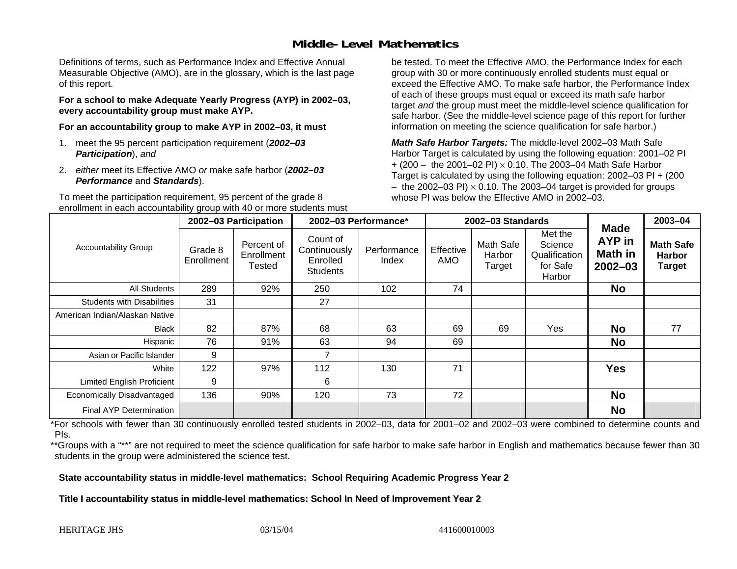## Middle-Level Mathematics

Definitions of terms, such as Performance Index and Effective Annual Measurable Objective (AMO), are in the glossary, which is the last page of this report.

**For a school to make Adequate Yearly Progress (AYP) in 2002–03, every accountability group must make AYP.**

**For an accountability group to make AYP in 2002–03, it must**

1. meet the 95 percent participation requirement (***2002–03 Participation***), *and*
2. *either* meet its Effective AMO *or* make safe harbor (***2002–03 Performance*** and ***Standards***).

To meet the participation requirement, 95 percent of the grade 8 enrollment in each accountability group with 40 or more students must be tested. To meet the Effective AMO, the Performance Index for each group with 30 or more continuously enrolled students must equal or exceed the Effective AMO. To make safe harbor, the Performance Index of each of these groups must equal or exceed its math safe harbor target *and* the group must meet the middle-level science qualification for safe harbor. (See the middle-level science page of this report for further information on meeting the science qualification for safe harbor.)

***Math Safe Harbor Targets:*** The middle-level 2002–03 Math Safe Harbor Target is calculated by using the following equation: 2001–02 PI + (200 – the 2001–02 PI) $\times$ 0.10. The 2003–04 Math Safe Harbor Target is calculated by using the following equation: 2002–03 PI + (200 – the 2002–03 PI) $\times$ 0.10. The 2003–04 target is provided for groups whose PI was below the Effective AMO in 2002–03.

| Accountability Group | 2002–03 Participation | | 2002–03 Performance* | | 2002–03 Standards | | | Made AYP in Math in 2002–03 | 2003–04 |
|---|---|---|---|---|---|---|---|---|---|
| | Grade 8 Enrollment | Percent of Enrollment Tested | Count of Continuously Enrolled Students | Performance Index | Effective AMO | Math Safe Harbor Target | Met the Science Qualification for Safe Harbor | | Math Safe Harbor Target |
| All Students | 289 | 92% | 250 | 102 | 74 | | | **No** | |
| Students with Disabilities | 31 | | 27 | | | | | | |
| American Indian/Alaskan Native | | | | | | | | | |
| Black | 82 | 87% | 68 | 63 | 69 | 69 | Yes | **No** | 77 |
| Hispanic | 76 | 91% | 63 | 94 | 69 | | | **No** | |
| Asian or Pacific Islander | 9 | | 7 | | | | | | |
| White | 122 | 97% | 112 | 130 | 71 | | | **Yes** | |
| Limited English Proficient | 9 | | 6 | | | | | | |
| Economically Disadvantaged | 136 | 90% | 120 | 73 | 72 | | | **No** | |
| Final AYP Determination | | | | | | | | **No** | |

*For schools with fewer than 30 continuously enrolled tested students in 2002–03, data for 2001–02 and 2002–03 were combined to determine counts and PIs.

**Groups with a "**" are not required to meet the science qualification for safe harbor to make safe harbor in English and mathematics because fewer than 30 students in the group were administered the science test.

**State accountability status in middle-level mathematics: School Requiring Academic Progress Year 2**

**Title I accountability status in middle-level mathematics: School In Need of Improvement Year 2**

HERITAGE JHS 03/15/04 441600010003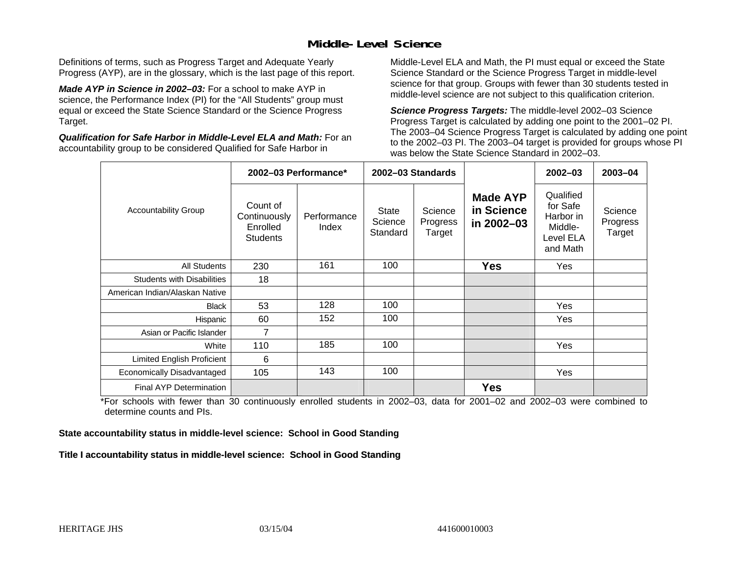## Middle-Level Science

Definitions of terms, such as Progress Target and Adequate Yearly Progress (AYP), are in the glossary, which is the last page of this report.

***Made AYP in Science in 2002–03:*** For a school to make AYP in science, the Performance Index (PI) for the "All Students" group must equal or exceed the State Science Standard or the Science Progress Target.

***Qualification for Safe Harbor in Middle-Level ELA and Math:*** For an accountability group to be considered Qualified for Safe Harbor in Middle-Level ELA and Math, the PI must equal or exceed the State Science Standard or the Science Progress Target in middle-level science for that group. Groups with fewer than 30 students tested in middle-level science are not subject to this qualification criterion.

***Science Progress Targets:*** The middle-level 2002–03 Science Progress Target is calculated by adding one point to the 2001–02 PI. The 2003–04 Science Progress Target is calculated by adding one point to the 2002–03 PI. The 2003–04 target is provided for groups whose PI was below the State Science Standard in 2002–03.

| Accountability Group | 2002–03 Performance* | | 2002–03 Standards | | Made AYP in Science in 2002–03 | 2002–03 | 2003–04 |
|---|---|---|---|---|---|---|---|
| | Count of Continuously Enrolled Students | Performance Index | State Science Standard | Science Progress Target | | Qualified for Safe Harbor in Middle-Level ELA and Math | Science Progress Target |
| All Students | 230 | 161 | 100 | | **Yes** | Yes | |
| Students with Disabilities | 18 | | | | | | |
| American Indian/Alaskan Native | | | | | | | |
| Black | 53 | 128 | 100 | | | Yes | |
| Hispanic | 60 | 152 | 100 | | | Yes | |
| Asian or Pacific Islander | 7 | | | | | | |
| White | 110 | 185 | 100 | | | Yes | |
| Limited English Proficient | 6 | | | | | | |
| Economically Disadvantaged | 105 | 143 | 100 | | | Yes | |
| Final AYP Determination | | | | | **Yes** | | |

*For schools with fewer than 30 continuously enrolled students in 2002–03, data for 2001–02 and 2002–03 were combined to determine counts and PIs.

**State accountability status in middle-level science: School in Good Standing**

**Title I accountability status in middle-level science: School in Good Standing**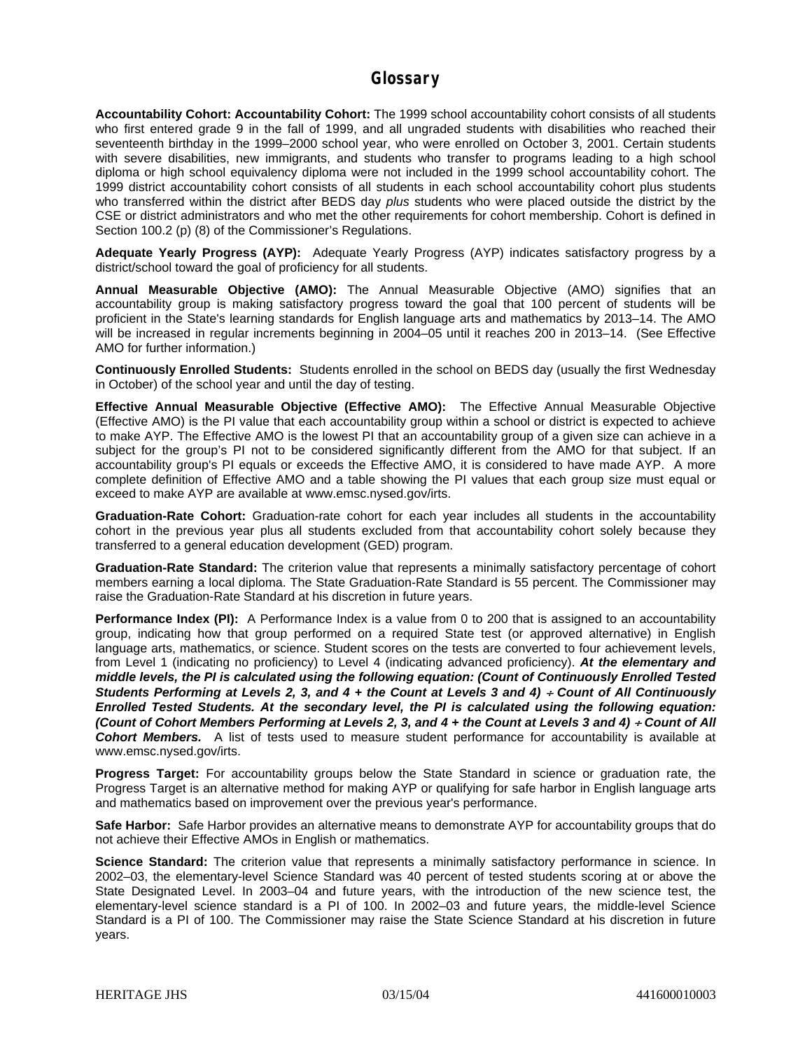# Glossary

**Accountability Cohort: Accountability Cohort:** The 1999 school accountability cohort consists of all students who first entered grade 9 in the fall of 1999, and all ungraded students with disabilities who reached their seventeenth birthday in the 1999–2000 school year, who were enrolled on October 3, 2001. Certain students with severe disabilities, new immigrants, and students who transfer to programs leading to a high school diploma or high school equivalency diploma were not included in the 1999 school accountability cohort. The 1999 district accountability cohort consists of all students in each school accountability cohort plus students who transferred within the district after BEDS day *plus* students who were placed outside the district by the CSE or district administrators and who met the other requirements for cohort membership. Cohort is defined in Section 100.2 (p) (8) of the Commissioner's Regulations.

**Adequate Yearly Progress (AYP):** Adequate Yearly Progress (AYP) indicates satisfactory progress by a district/school toward the goal of proficiency for all students.

**Annual Measurable Objective (AMO):** The Annual Measurable Objective (AMO) signifies that an accountability group is making satisfactory progress toward the goal that 100 percent of students will be proficient in the State's learning standards for English language arts and mathematics by 2013–14. The AMO will be increased in regular increments beginning in 2004–05 until it reaches 200 in 2013–14. (See Effective AMO for further information.)

**Continuously Enrolled Students:** Students enrolled in the school on BEDS day (usually the first Wednesday in October) of the school year and until the day of testing.

**Effective Annual Measurable Objective (Effective AMO):** The Effective Annual Measurable Objective (Effective AMO) is the PI value that each accountability group within a school or district is expected to achieve to make AYP. The Effective AMO is the lowest PI that an accountability group of a given size can achieve in a subject for the group's PI not to be considered significantly different from the AMO for that subject. If an accountability group's PI equals or exceeds the Effective AMO, it is considered to have made AYP. A more complete definition of Effective AMO and a table showing the PI values that each group size must equal or exceed to make AYP are available at www.emsc.nysed.gov/irts.

**Graduation-Rate Cohort:** Graduation-rate cohort for each year includes all students in the accountability cohort in the previous year plus all students excluded from that accountability cohort solely because they transferred to a general education development (GED) program.

**Graduation-Rate Standard:** The criterion value that represents a minimally satisfactory percentage of cohort members earning a local diploma. The State Graduation-Rate Standard is 55 percent. The Commissioner may raise the Graduation-Rate Standard at his discretion in future years.

**Performance Index (PI):** A Performance Index is a value from 0 to 200 that is assigned to an accountability group, indicating how that group performed on a required State test (or approved alternative) in English language arts, mathematics, or science. Student scores on the tests are converted to four achievement levels, from Level 1 (indicating no proficiency) to Level 4 (indicating advanced proficiency). ***At the elementary and middle levels, the PI is calculated using the following equation: (Count of Continuously Enrolled Tested Students Performing at Levels 2, 3, and 4 + the Count at Levels 3 and 4) ÷ Count of All Continuously Enrolled Tested Students. At the secondary level, the PI is calculated using the following equation: (Count of Cohort Members Performing at Levels 2, 3, and 4 + the Count at Levels 3 and 4) ÷ Count of All Cohort Members.*** A list of tests used to measure student performance for accountability is available at www.emsc.nysed.gov/irts.

**Progress Target:** For accountability groups below the State Standard in science or graduation rate, the Progress Target is an alternative method for making AYP or qualifying for safe harbor in English language arts and mathematics based on improvement over the previous year's performance.

**Safe Harbor:** Safe Harbor provides an alternative means to demonstrate AYP for accountability groups that do not achieve their Effective AMOs in English or mathematics.

**Science Standard:** The criterion value that represents a minimally satisfactory performance in science. In 2002–03, the elementary-level Science Standard was 40 percent of tested students scoring at or above the State Designated Level. In 2003–04 and future years, with the introduction of the new science test, the elementary-level science standard is a PI of 100. In 2002–03 and future years, the middle-level Science Standard is a PI of 100. The Commissioner may raise the State Science Standard at his discretion in future years.